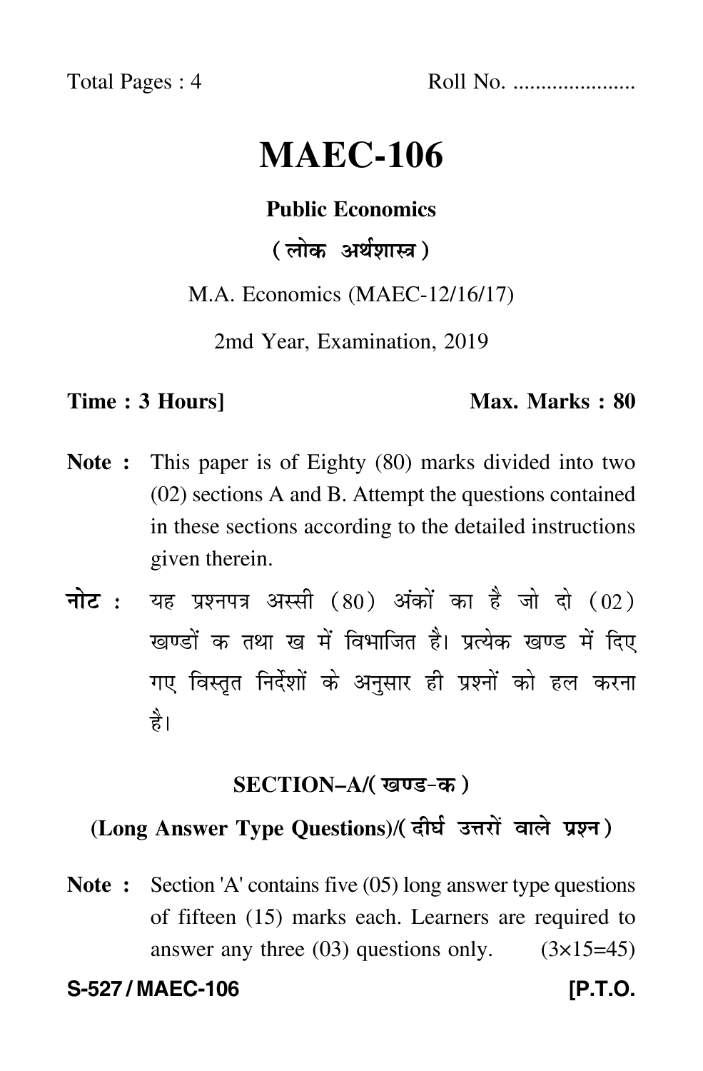Total Pages : 4 Roll No. ....................

# MAEC-106

## Public Economics

## (लोक अर्थशास्त्र)

M.A. Economics (MAEC-12/16/17)

2md Year, Examination, 2019

**Time : 3 Hours]** **Max. Marks : 80**

**Note :** This paper is of Eighty (80) marks divided into two (02) sections A and B. Attempt the questions contained in these sections according to the detailed instructions given therein.

**नोट :** यह प्रश्नपत्र अस्सी (80) अंकों का है जो दो (02) खण्डों क तथा ख में विभाजित है। प्रत्येक खण्ड में दिए गए विस्तृत निर्देशों के अनुसार ही प्रश्नों को हल करना है।

### SECTION–A/(खण्ड-क)

### (Long Answer Type Questions)/(दीर्घ उत्तरों वाले प्रश्न)

**Note :** Section 'A' contains five (05) long answer type questions of fifteen (15) marks each. Learners are required to answer any three (03) questions only. (3×15=45)

**S-527 / MAEC-106** **[P.T.O.**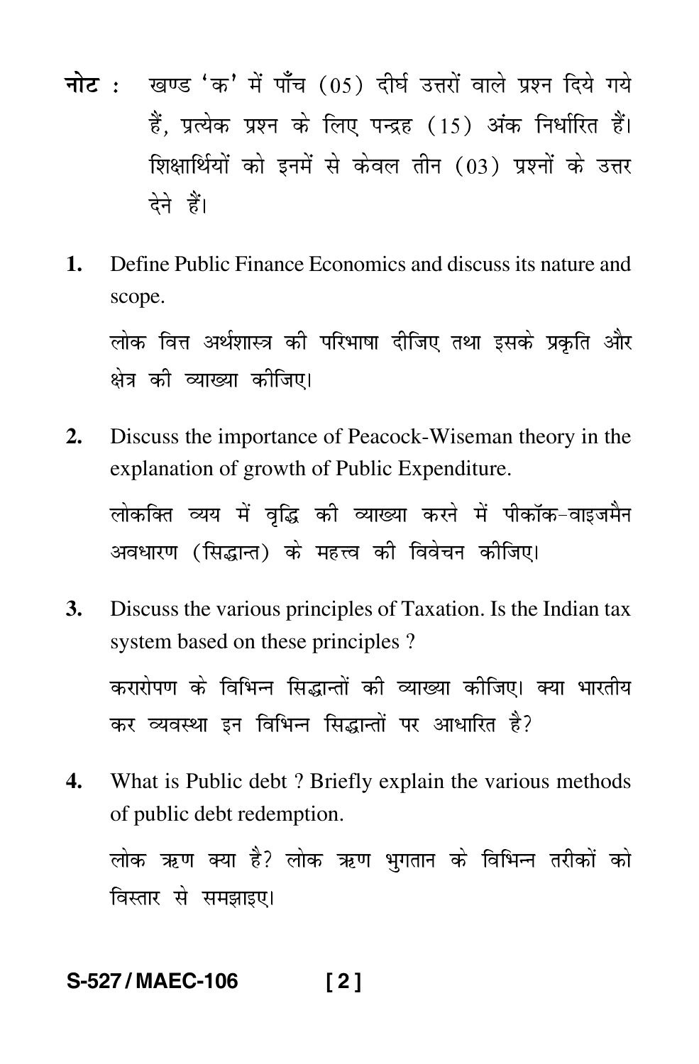**नोट :** खण्ड 'क' में पाँच (05) दीर्घ उत्तरों वाले प्रश्न दिये गये हैं, प्रत्येक प्रश्न के लिए पन्द्रह (15) अंक निर्धारित हैं। शिक्षार्थियों को इनमें से केवल तीन (03) प्रश्नों के उत्तर देने हैं।

**1.** Define Public Finance Economics and discuss its nature and scope.

लोक वित्त अर्थशास्त्र की परिभाषा दीजिए तथा इसके प्रकृति और क्षेत्र की व्याख्या कीजिए।

**2.** Discuss the importance of Peacock-Wiseman theory in the explanation of growth of Public Expenditure.

लोकक्ति व्यय में वृद्धि की व्याख्या करने में पीकॉक-वाइजमैन अवधारण (सिद्धान्त) के महत्त्व की विवेचन कीजिए।

**3.** Discuss the various principles of Taxation. Is the Indian tax system based on these principles ?

करारोपण के विभिन्न सिद्धान्तों की व्याख्या कीजिए। क्या भारतीय कर व्यवस्था इन विभिन्न सिद्धान्तों पर आधारित है?

**4.** What is Public debt ? Briefly explain the various methods of public debt redemption.

लोक ऋण क्या है? लोक ऋण भुगतान के विभिन्न तरीकों को विस्तार से समझाइए।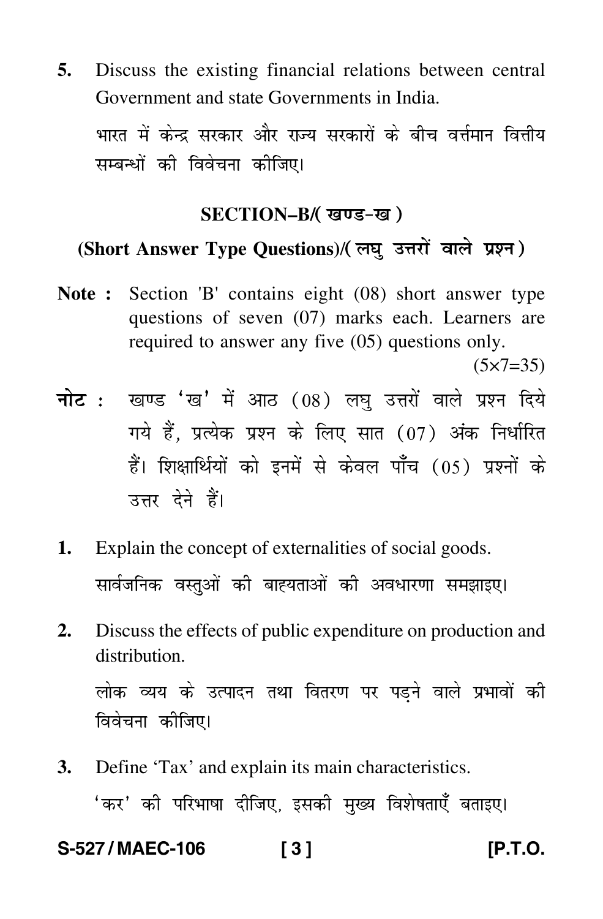5. Discuss the existing financial relations between central Government and state Governments in India.

   भारत में केन्द्र सरकार और राज्य सरकारों के बीच वर्त्तमान वित्तीय सम्बन्धों की विवेचना कीजिए।

## SECTION–B/( खण्ड-ख )

### (Short Answer Type Questions)/( लघु उत्तरों वाले प्रश्न )

**Note :** Section 'B' contains eight (08) short answer type questions of seven (07) marks each. Learners are required to answer any five (05) questions only. (5×7=35)

**नोट :** खण्ड 'ख' में आठ (08) लघु उत्तरों वाले प्रश्न दिये गये हैं, प्रत्येक प्रश्न के लिए सात (07) अंक निर्धारित हैं। शिक्षार्थियों को इनमें से केवल पाँच (05) प्रश्नों के उत्तर देने हैं।

1. Explain the concept of externalities of social goods.

   सार्वजनिक वस्तुओं की बाह्यताओं की अवधारणा समझाइए।

2. Discuss the effects of public expenditure on production and distribution.

   लोक व्यय के उत्पादन तथा वितरण पर पड़ने वाले प्रभावों की विवेचना कीजिए।

3. Define 'Tax' and explain its main characteristics.

   'कर' की परिभाषा दीजिए, इसकी मुख्य विशेषताएँ बताइए।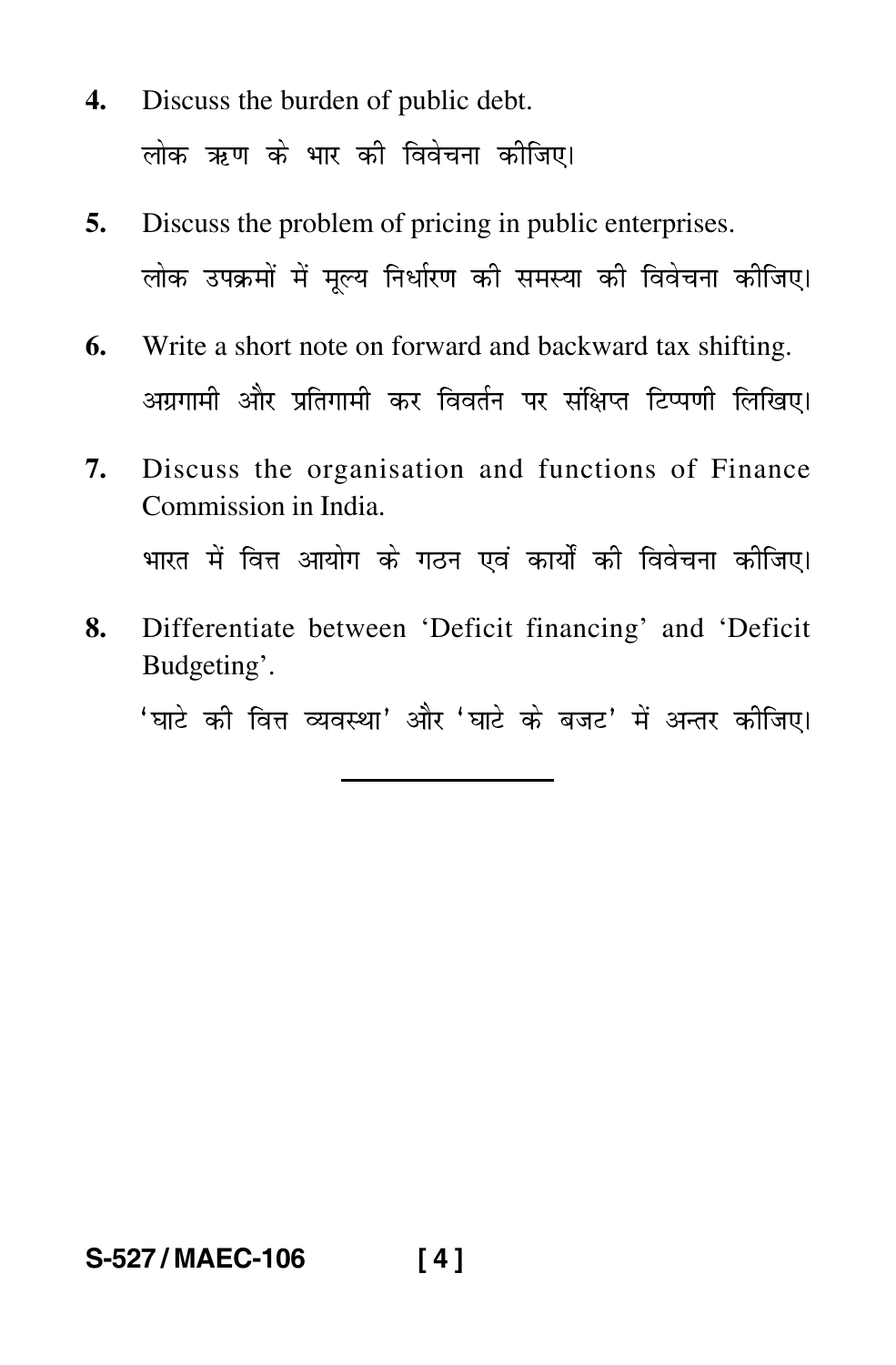4. Discuss the burden of public debt.

   लोक ऋण के भार की विवेचना कीजिए।

5. Discuss the problem of pricing in public enterprises.

   लोक उपक्रमों में मूल्य निर्धारण की समस्या की विवेचना कीजिए।

6. Write a short note on forward and backward tax shifting.

   अग्रगामी और प्रतिगामी कर विवर्तन पर संक्षिप्त टिप्पणी लिखिए।

7. Discuss the organisation and functions of Finance Commission in India.

   भारत में वित्त आयोग के गठन एवं कार्यों की विवेचना कीजिए।

8. Differentiate between 'Deficit financing' and 'Deficit Budgeting'.

   'घाटे की वित्त व्यवस्था' और 'घाटे के बजट' में अन्तर कीजिए।

---

S-527 / MAEC-106